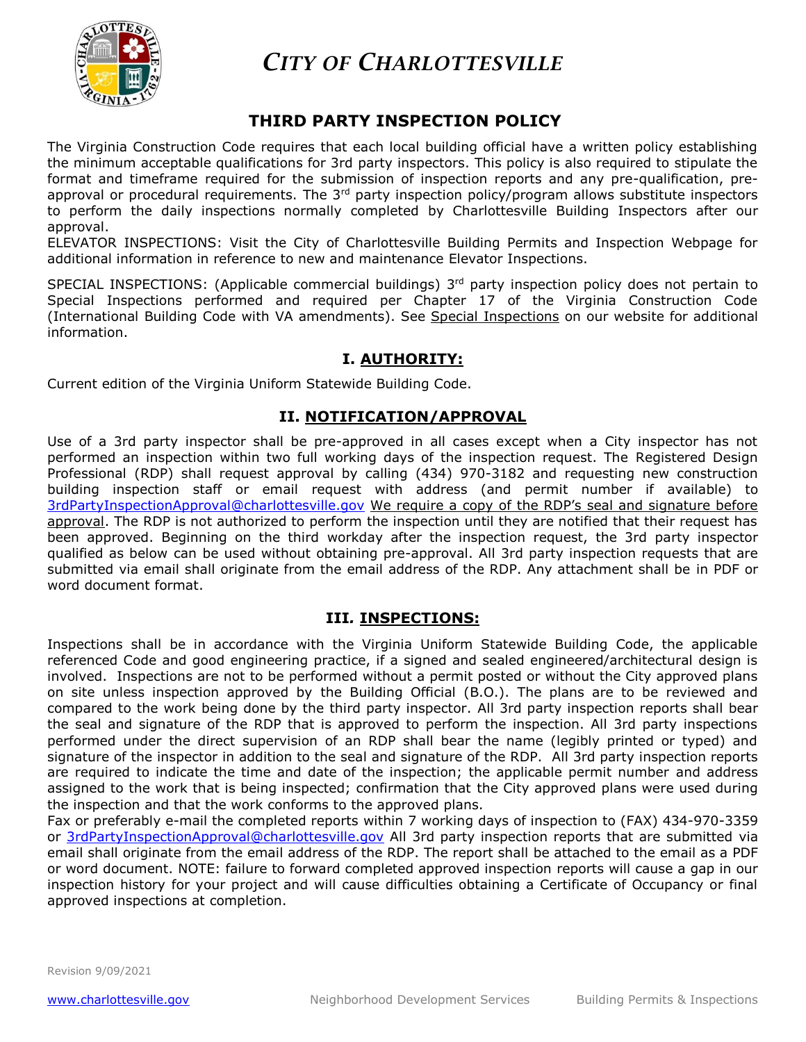# *CITY OF CHARLOTTESVILLE*

## THIRD PARTY INSPECTION POLICY

The Virginia Construction Code requires that each local building official have a written policy establishing the minimum acceptable qualifications for 3rd party inspectors. This policy is also required to stipulate the format and timeframe required for the submission of inspection reports and any pre-qualification, pre-approval or procedural requirements. The 3rd party inspection policy/program allows substitute inspectors to perform the daily inspections normally completed by Charlottesville Building Inspectors after our approval.

ELEVATOR INSPECTIONS: Visit the City of Charlottesville Building Permits and Inspection Webpage for additional information in reference to new and maintenance Elevator Inspections.

SPECIAL INSPECTIONS: (Applicable commercial buildings) 3rd party inspection policy does not pertain to Special Inspections performed and required per Chapter 17 of the Virginia Construction Code (International Building Code with VA amendments). See Special Inspections on our website for additional information.

### I. AUTHORITY:

Current edition of the Virginia Uniform Statewide Building Code.

### II. NOTIFICATION/APPROVAL

Use of a 3rd party inspector shall be pre-approved in all cases except when a City inspector has not performed an inspection within two full working days of the inspection request. The Registered Design Professional (RDP) shall request approval by calling (434) 970-3182 and requesting new construction building inspection staff or email request with address (and permit number if available) to 3rdPartyInspectionApproval@charlottesville.gov We require a copy of the RDP's seal and signature before approval. The RDP is not authorized to perform the inspection until they are notified that their request has been approved. Beginning on the third workday after the inspection request, the 3rd party inspector qualified as below can be used without obtaining pre-approval. All 3rd party inspection requests that are submitted via email shall originate from the email address of the RDP. Any attachment shall be in PDF or word document format.

### III. INSPECTIONS:

Inspections shall be in accordance with the Virginia Uniform Statewide Building Code, the applicable referenced Code and good engineering practice, if a signed and sealed engineered/architectural design is involved. Inspections are not to be performed without a permit posted or without the City approved plans on site unless inspection approved by the Building Official (B.O.). The plans are to be reviewed and compared to the work being done by the third party inspector. All 3rd party inspection reports shall bear the seal and signature of the RDP that is approved to perform the inspection. All 3rd party inspections performed under the direct supervision of an RDP shall bear the name (legibly printed or typed) and signature of the inspector in addition to the seal and signature of the RDP. All 3rd party inspection reports are required to indicate the time and date of the inspection; the applicable permit number and address assigned to the work that is being inspected; confirmation that the City approved plans were used during the inspection and that the work conforms to the approved plans.

Fax or preferably e-mail the completed reports within 7 working days of inspection to (FAX) 434-970-3359 or 3rdPartyInspectionApproval@charlottesville.gov All 3rd party inspection reports that are submitted via email shall originate from the email address of the RDP. The report shall be attached to the email as a PDF or word document. NOTE: failure to forward completed approved inspection reports will cause a gap in our inspection history for your project and will cause difficulties obtaining a Certificate of Occupancy or final approved inspections at completion.

Revision 9/09/2021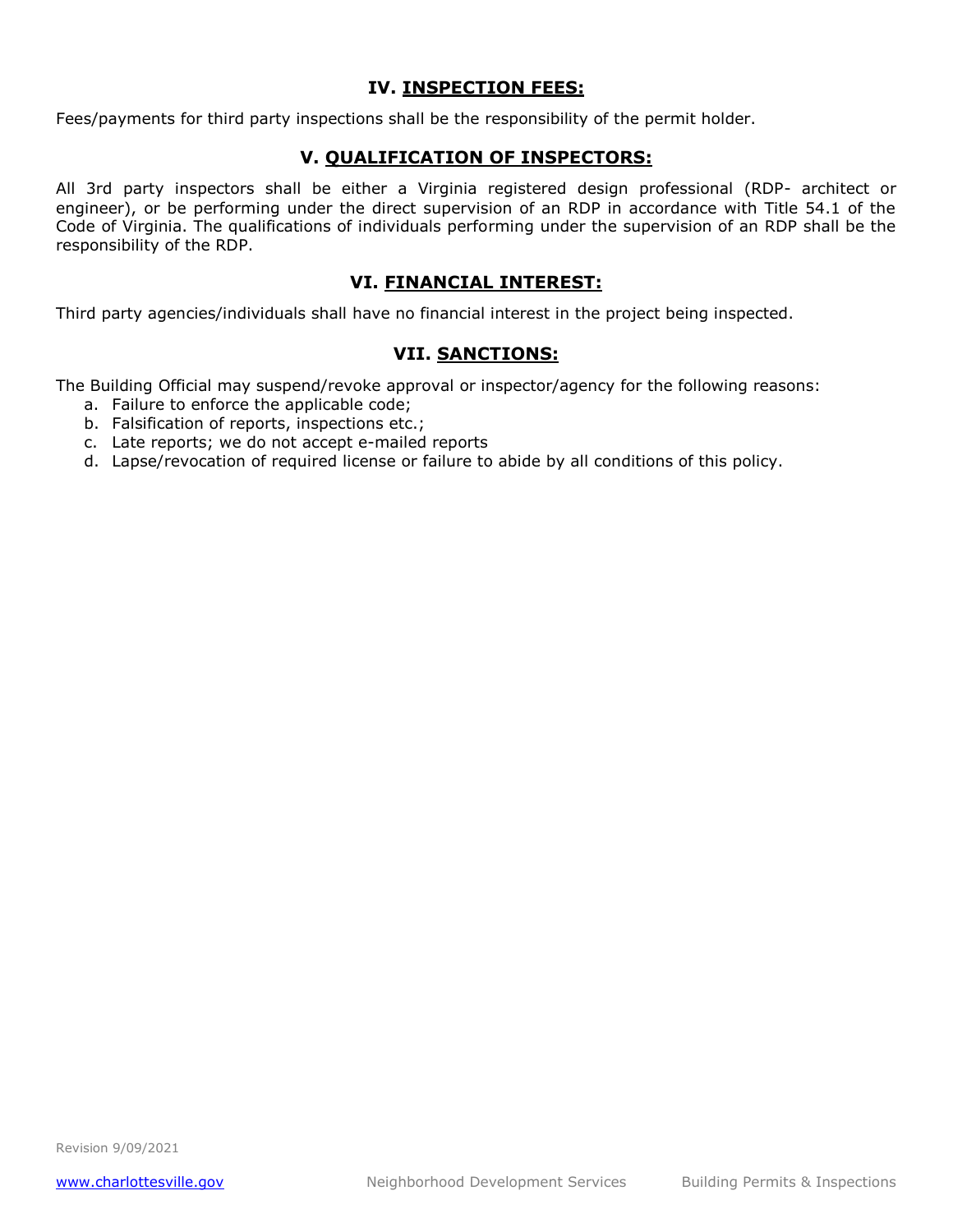## IV. INSPECTION FEES:

Fees/payments for third party inspections shall be the responsibility of the permit holder.

## V. QUALIFICATION OF INSPECTORS:

All 3rd party inspectors shall be either a Virginia registered design professional (RDP- architect or engineer), or be performing under the direct supervision of an RDP in accordance with Title 54.1 of the Code of Virginia. The qualifications of individuals performing under the supervision of an RDP shall be the responsibility of the RDP.

## VI. FINANCIAL INTEREST:

Third party agencies/individuals shall have no financial interest in the project being inspected.

## VII. SANCTIONS:

The Building Official may suspend/revoke approval or inspector/agency for the following reasons:

a. Failure to enforce the applicable code;
b. Falsification of reports, inspections etc.;
c. Late reports; we do not accept e-mailed reports
d. Lapse/revocation of required license or failure to abide by all conditions of this policy.

Revision 9/09/2021